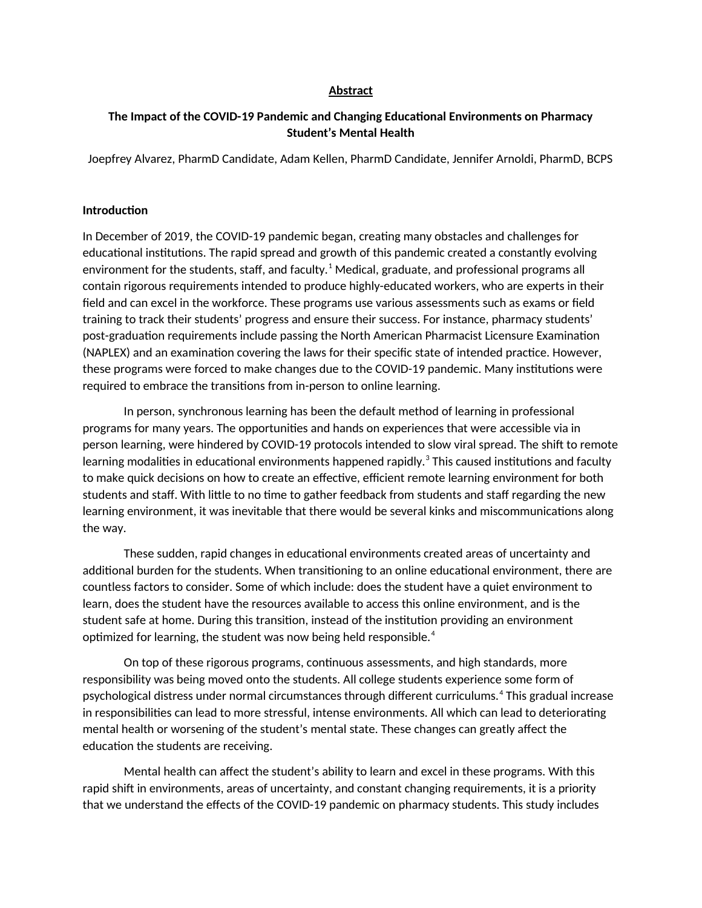## Abstract

### The Impact of the COVID-19 Pandemic and Changing Educational Environments on Pharmacy Student's Mental Health

Joepfrey Alvarez, PharmD Candidate, Adam Kellen, PharmD Candidate, Jennifer Arnoldi, PharmD, BCPS

**Introduction**

In December of 2019, the COVID-19 pandemic began, creating many obstacles and challenges for educational institutions. The rapid spread and growth of this pandemic created a constantly evolving environment for the students, staff, and faculty.[1] Medical, graduate, and professional programs all contain rigorous requirements intended to produce highly-educated workers, who are experts in their field and can excel in the workforce. These programs use various assessments such as exams or field training to track their students' progress and ensure their success. For instance, pharmacy students' post-graduation requirements include passing the North American Pharmacist Licensure Examination (NAPLEX) and an examination covering the laws for their specific state of intended practice. However, these programs were forced to make changes due to the COVID-19 pandemic. Many institutions were required to embrace the transitions from in-person to online learning.

In person, synchronous learning has been the default method of learning in professional programs for many years. The opportunities and hands on experiences that were accessible via in person learning, were hindered by COVID-19 protocols intended to slow viral spread. The shift to remote learning modalities in educational environments happened rapidly.[3] This caused institutions and faculty to make quick decisions on how to create an effective, efficient remote learning environment for both students and staff. With little to no time to gather feedback from students and staff regarding the new learning environment, it was inevitable that there would be several kinks and miscommunications along the way.

These sudden, rapid changes in educational environments created areas of uncertainty and additional burden for the students. When transitioning to an online educational environment, there are countless factors to consider. Some of which include: does the student have a quiet environment to learn, does the student have the resources available to access this online environment, and is the student safe at home. During this transition, instead of the institution providing an environment optimized for learning, the student was now being held responsible.[4]

On top of these rigorous programs, continuous assessments, and high standards, more responsibility was being moved onto the students. All college students experience some form of psychological distress under normal circumstances through different curriculums.[4] This gradual increase in responsibilities can lead to more stressful, intense environments. All which can lead to deteriorating mental health or worsening of the student's mental state. These changes can greatly affect the education the students are receiving.

Mental health can affect the student's ability to learn and excel in these programs. With this rapid shift in environments, areas of uncertainty, and constant changing requirements, it is a priority that we understand the effects of the COVID-19 pandemic on pharmacy students. This study includes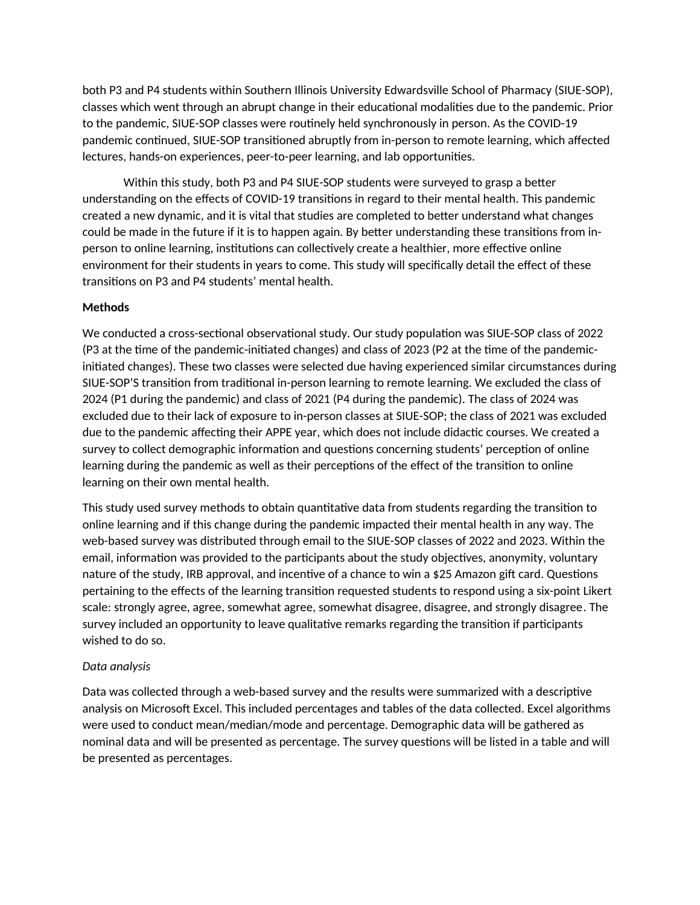both P3 and P4 students within Southern Illinois University Edwardsville School of Pharmacy (SIUE-SOP), classes which went through an abrupt change in their educational modalities due to the pandemic. Prior to the pandemic, SIUE-SOP classes were routinely held synchronously in person. As the COVID-19 pandemic continued, SIUE-SOP transitioned abruptly from in-person to remote learning, which affected lectures, hands-on experiences, peer-to-peer learning, and lab opportunities.

Within this study, both P3 and P4 SIUE-SOP students were surveyed to grasp a better understanding on the effects of COVID-19 transitions in regard to their mental health. This pandemic created a new dynamic, and it is vital that studies are completed to better understand what changes could be made in the future if it is to happen again. By better understanding these transitions from in-person to online learning, institutions can collectively create a healthier, more effective online environment for their students in years to come. This study will specifically detail the effect of these transitions on P3 and P4 students' mental health.

**Methods**

We conducted a cross-sectional observational study. Our study population was SIUE-SOP class of 2022 (P3 at the time of the pandemic-initiated changes) and class of 2023 (P2 at the time of the pandemic-initiated changes). These two classes were selected due having experienced similar circumstances during SIUE-SOP'S transition from traditional in-person learning to remote learning. We excluded the class of 2024 (P1 during the pandemic) and class of 2021 (P4 during the pandemic). The class of 2024 was excluded due to their lack of exposure to in-person classes at SIUE-SOP; the class of 2021 was excluded due to the pandemic affecting their APPE year, which does not include didactic courses. We created a survey to collect demographic information and questions concerning students' perception of online learning during the pandemic as well as their perceptions of the effect of the transition to online learning on their own mental health.

This study used survey methods to obtain quantitative data from students regarding the transition to online learning and if this change during the pandemic impacted their mental health in any way. The web-based survey was distributed through email to the SIUE-SOP classes of 2022 and 2023. Within the email, information was provided to the participants about the study objectives, anonymity, voluntary nature of the study, IRB approval, and incentive of a chance to win a $25 Amazon gift card. Questions pertaining to the effects of the learning transition requested students to respond using a six-point Likert scale: strongly agree, agree, somewhat agree, somewhat disagree, disagree, and strongly disagree. The survey included an opportunity to leave qualitative remarks regarding the transition if participants wished to do so.

*Data analysis*

Data was collected through a web-based survey and the results were summarized with a descriptive analysis on Microsoft Excel. This included percentages and tables of the data collected. Excel algorithms were used to conduct mean/median/mode and percentage. Demographic data will be gathered as nominal data and will be presented as percentage. The survey questions will be listed in a table and will be presented as percentages.